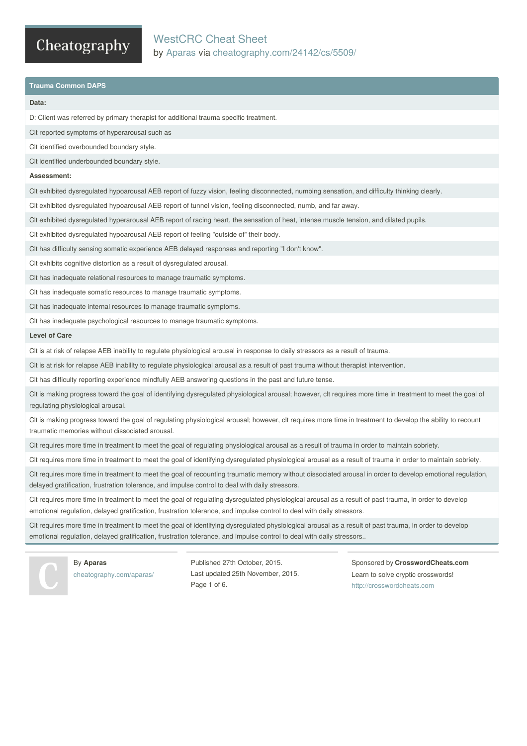# WestCRC Cheat Sheet

by Aparas via cheatography.com/24142/cs/5509/

## Trauma Common DAPS

**Data:**

D: Client was referred by primary therapist for additional trauma specific treatment.

Clt reported symptoms of hyperarousal such as

Clt identified overbounded boundary style.

Clt identified underbounded boundary style.

**Assessment:**

Clt exhibited dysregulated hypoarousal AEB report of fuzzy vision, feeling disconnected, numbing sensation, and difficulty thinking clearly.

Clt exhibited dysregulated hypoarousal AEB report of tunnel vision, feeling disconnected, numb, and far away.

Clt exhibited dysregulated hyperarousal AEB report of racing heart, the sensation of heat, intense muscle tension, and dilated pupils.

Clt exhibited dysregulated hypoarousal AEB report of feeling "outside of" their body.

Clt has difficulty sensing somatic experience AEB delayed responses and reporting "I don't know".

Clt exhibits cognitive distortion as a result of dysregulated arousal.

Clt has inadequate relational resources to manage traumatic symptoms.

Clt has inadequate somatic resources to manage traumatic symptoms.

Clt has inadequate internal resources to manage traumatic symptoms.

Clt has inadequate psychological resources to manage traumatic symptoms.

**Level of Care**

Clt is at risk of relapse AEB inability to regulate physiological arousal in response to daily stressors as a result of trauma.

Clt is at risk for relapse AEB inability to regulate physiological arousal as a result of past trauma without therapist intervention.

Clt has difficulty reporting experience mindfully AEB answering questions in the past and future tense.

Clt is making progress toward the goal of identifying dysregulated physiological arousal; however, clt requires more time in treatment to meet the goal of regulating physiological arousal.

Clt is making progress toward the goal of regulating physiological arousal; however, clt requires more time in treatment to develop the ability to recount traumatic memories without dissociated arousal.

Clt requires more time in treatment to meet the goal of regulating physiological arousal as a result of trauma in order to maintain sobriety.

Clt requires more time in treatment to meet the goal of identifying dysregulated physiological arousal as a result of trauma in order to maintain sobriety.

Clt requires more time in treatment to meet the goal of recounting traumatic memory without dissociated arousal in order to develop emotional regulation, delayed gratification, frustration tolerance, and impulse control to deal with daily stressors.

Clt requires more time in treatment to meet the goal of regulating dysregulated physiological arousal as a result of past trauma, in order to develop emotional regulation, delayed gratification, frustration tolerance, and impulse control to deal with daily stressors.

Clt requires more time in treatment to meet the goal of identifying dysregulated physiological arousal as a result of past trauma, in order to develop emotional regulation, delayed gratification, frustration tolerance, and impulse control to deal with daily stressors..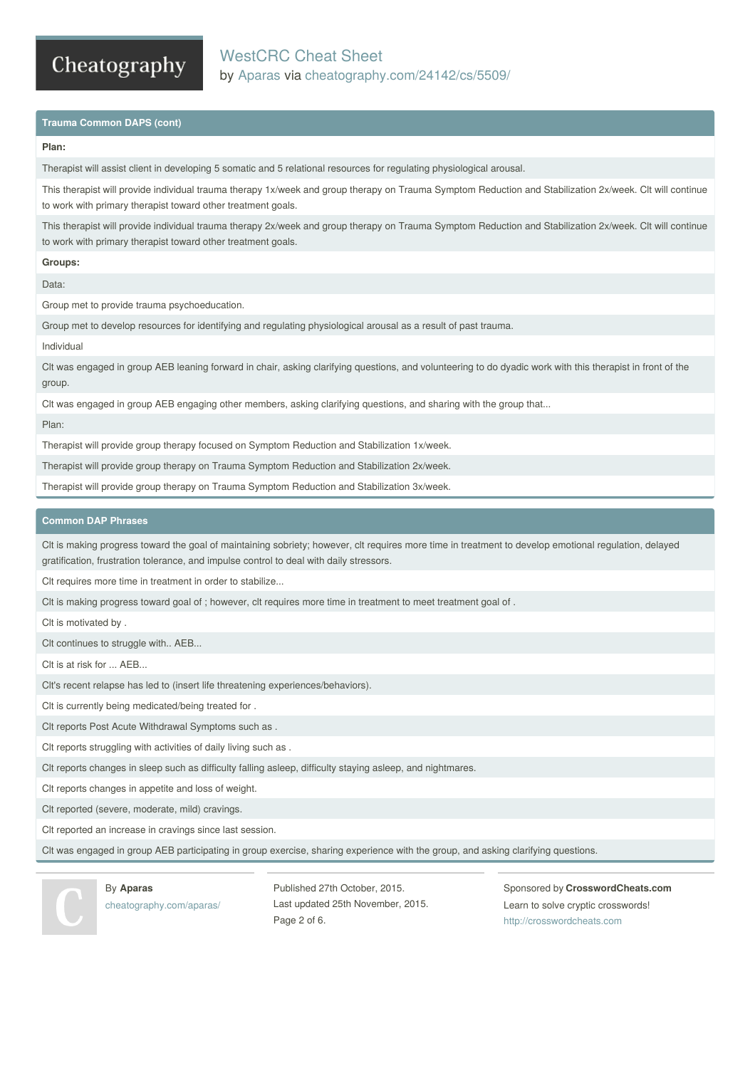## Trauma Common DAPS (cont)

**Plan:**

Therapist will assist client in developing 5 somatic and 5 relational resources for regulating physiological arousal.

This therapist will provide individual trauma therapy 1x/week and group therapy on Trauma Symptom Reduction and Stabilization 2x/week. Clt will continue to work with primary therapist toward other treatment goals.

This therapist will provide individual trauma therapy 2x/week and group therapy on Trauma Symptom Reduction and Stabilization 2x/week. Clt will continue to work with primary therapist toward other treatment goals.

**Groups:**

Data:

Group met to provide trauma psychoeducation.

Group met to develop resources for identifying and regulating physiological arousal as a result of past trauma.

Individual

Clt was engaged in group AEB leaning forward in chair, asking clarifying questions, and volunteering to do dyadic work with this therapist in front of the group.

Clt was engaged in group AEB engaging other members, asking clarifying questions, and sharing with the group that...

Plan:

Therapist will provide group therapy focused on Symptom Reduction and Stabilization 1x/week.

Therapist will provide group therapy on Trauma Symptom Reduction and Stabilization 2x/week.

Therapist will provide group therapy on Trauma Symptom Reduction and Stabilization 3x/week.

## Common DAP Phrases

Clt is making progress toward the goal of maintaining sobriety; however, clt requires more time in treatment to develop emotional regulation, delayed gratification, frustration tolerance, and impulse control to deal with daily stressors.

Clt requires more time in treatment in order to stabilize...

Clt is making progress toward goal of ; however, clt requires more time in treatment to meet treatment goal of .

Clt is motivated by .

Clt continues to struggle with.. AEB...

Clt is at risk for ... AEB...

Clt's recent relapse has led to (insert life threatening experiences/behaviors).

Clt is currently being medicated/being treated for .

Clt reports Post Acute Withdrawal Symptoms such as .

Clt reports struggling with activities of daily living such as .

Clt reports changes in sleep such as difficulty falling asleep, difficulty staying asleep, and nightmares.

Clt reports changes in appetite and loss of weight.

Clt reported (severe, moderate, mild) cravings.

Clt reported an increase in cravings since last session.

Clt was engaged in group AEB participating in group exercise, sharing experience with the group, and asking clarifying questions.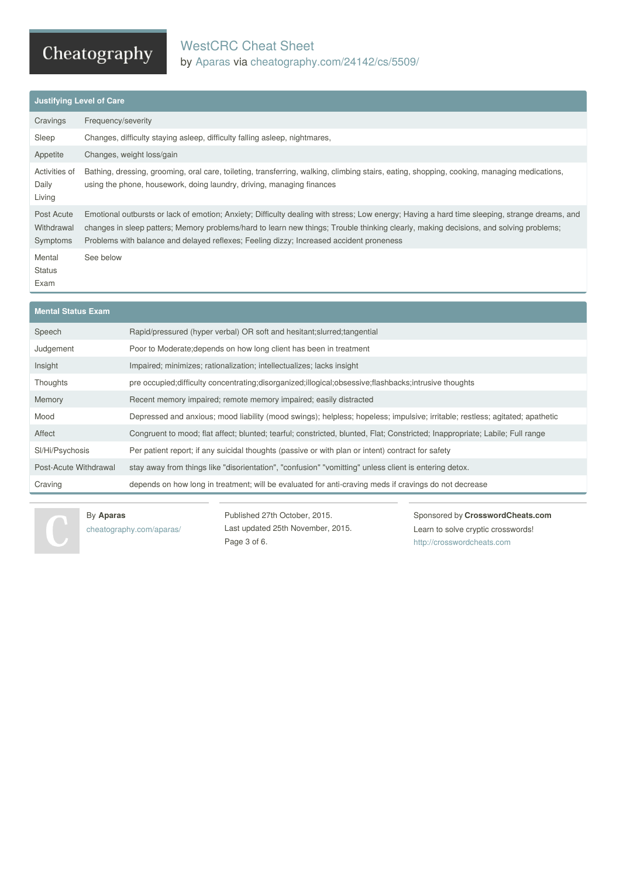## Justifying Level of Care

| | |
|---|---|
| Cravings | Frequency/severity |
| Sleep | Changes, difficulty staying asleep, difficulty falling asleep, nightmares, |
| Appetite | Changes, weight loss/gain |
| Activities of Daily Living | Bathing, dressing, grooming, oral care, toileting, transferring, walking, climbing stairs, eating, shopping, cooking, managing medications, using the phone, housework, doing laundry, driving, managing finances |
| Post Acute Withdrawal Symptoms | Emotional outbursts or lack of emotion; Anxiety; Difficulty dealing with stress; Low energy; Having a hard time sleeping, strange dreams, and changes in sleep patters; Memory problems/hard to learn new things; Trouble thinking clearly, making decisions, and solving problems; Problems with balance and delayed reflexes; Feeling dizzy; Increased accident proneness |
| Mental Status Exam | See below |

## Mental Status Exam

| | |
|---|---|
| Speech | Rapid/pressured (hyper verbal) OR soft and hesitant;slurred;tangential |
| Judgement | Poor to Moderate;depends on how long client has been in treatment |
| Insight | Impaired; minimizes; rationalization; intellectualizes; lacks insight |
| Thoughts | pre occupied;difficulty concentrating;disorganized;illogical;obsessive;flashbacks;intrusive thoughts |
| Memory | Recent memory impaired; remote memory impaired; easily distracted |
| Mood | Depressed and anxious; mood liability (mood swings); helpless; hopeless; impulsive; irritable; restless; agitated; apathetic |
| Affect | Congruent to mood; flat affect; blunted; tearful; constricted, blunted, Flat; Constricted; Inappropriate; Labile; Full range |
| SI/Hi/Psychosis | Per patient report; if any suicidal thoughts (passive or with plan or intent) contract for safety |
| Post-Acute Withdrawal | stay away from things like "disorientation", "confusion" "vomitting" unless client is entering detox. |
| Craving | depends on how long in treatment; will be evaluated for anti-craving meds if cravings do not decrease |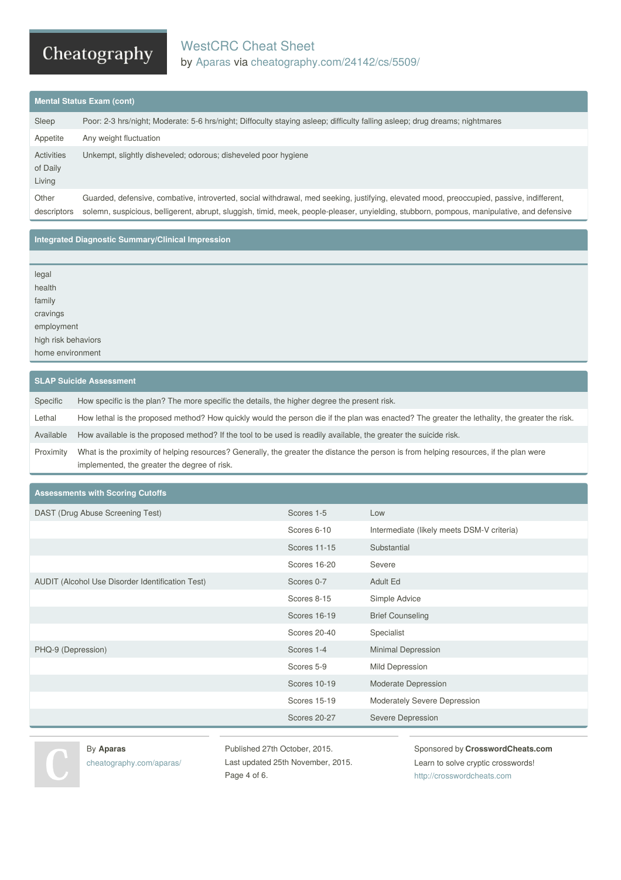## Mental Status Exam (cont)

| | |
|---|---|
| Sleep | Poor: 2-3 hrs/night; Moderate: 5-6 hrs/night; Diffoculty staying asleep; difficulty falling asleep; drug dreams; nightmares |
| Appetite | Any weight fluctuation |
| Activities of Daily Living | Unkempt, slightly disheveled; odorous; disheveled poor hygiene |
| Other descriptors | Guarded, defensive, combative, introverted, social withdrawal, med seeking, justifying, elevated mood, preoccupied, passive, indifferent, solemn, suspicious, belligerent, abrupt, sluggish, timid, meek, people-pleaser, unyielding, stubborn, pompous, manipulative, and defensive |

## Integrated Diagnostic Summary/Clinical Impression

legal
health
family
cravings
employment
high risk behaviors
home environment

## SLAP Suicide Assessment

| | |
|---|---|
| Specific | How specific is the plan? The more specific the details, the higher degree the present risk. |
| Lethal | How lethal is the proposed method? How quickly would the person die if the plan was enacted? The greater the lethality, the greater the risk. |
| Available | How available is the proposed method? If the tool to be used is readily available, the greater the suicide risk. |
| Proximity | What is the proximity of helping resources? Generally, the greater the distance the person is from helping resources, if the plan were implemented, the greater the degree of risk. |

## Assessments with Scoring Cutoffs

| | | |
|---|---|---|
| DAST (Drug Abuse Screening Test) | Scores 1-5 | Low |
| | Scores 6-10 | Intermediate (likely meets DSM-V criteria) |
| | Scores 11-15 | Substantial |
| | Scores 16-20 | Severe |
| AUDIT (Alcohol Use Disorder Identification Test) | Scores 0-7 | Adult Ed |
| | Scores 8-15 | Simple Advice |
| | Scores 16-19 | Brief Counseling |
| | Scores 20-40 | Specialist |
| PHQ-9 (Depression) | Scores 1-4 | Minimal Depression |
| | Scores 5-9 | Mild Depression |
| | Scores 10-19 | Moderate Depression |
| | Scores 15-19 | Moderately Severe Depression |
| | Scores 20-27 | Severe Depression |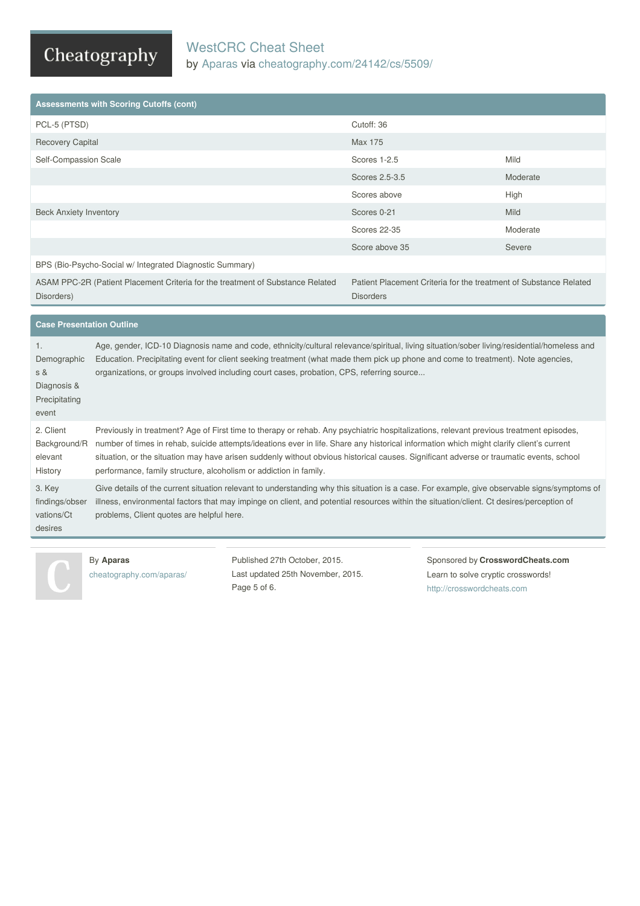# WestCRC Cheat Sheet

by Aparas via cheatography.com/24142/cs/5509/

## Assessments with Scoring Cutoffs (cont)

| | | |
|---|---|---|
| PCL-5 (PTSD) | Cutoff: 36 | |
| Recovery Capital | Max 175 | |
| Self-Compassion Scale | Scores 1-2.5 | Mild |
| | Scores 2.5-3.5 | Moderate |
| | Scores above | High |
| Beck Anxiety Inventory | Scores 0-21 | Mild |
| | Scores 22-35 | Moderate |
| | Score above 35 | Severe |
| BPS (Bio-Psycho-Social w/ Integrated Diagnostic Summary) | | |
| ASAM PPC-2R (Patient Placement Criteria for the treatment of Substance Related Disorders) | Patient Placement Criteria for the treatment of Substance Related Disorders | |

## Case Presentation Outline

| | |
|---|---|
| 1. Demographics & Diagnosis & Precipitating event | Age, gender, ICD-10 Diagnosis name and code, ethnicity/cultural relevance/spiritual, living situation/sober living/residential/homeless and Education. Precipitating event for client seeking treatment (what made them pick up phone and come to treatment). Note agencies, organizations, or groups involved including court cases, probation, CPS, referring source... |
| 2. Client Background/Relevant History | Previously in treatment? Age of First time to therapy or rehab. Any psychiatric hospitalizations, relevant previous treatment episodes, number of times in rehab, suicide attempts/ideations ever in life. Share any historical information which might clarify client's current situation, or the situation may have arisen suddenly without obvious historical causes. Significant adverse or traumatic events, school performance, family structure, alcoholism or addiction in family. |
| 3. Key findings/observations/Ct desires | Give details of the current situation relevant to understanding why this situation is a case. For example, give observable signs/symptoms of illness, environmental factors that may impinge on client, and potential resources within the situation/client. Ct desires/perception of problems, Client quotes are helpful here. |

By **Aparas**
cheatography.com/aparas/

Published 27th October, 2015.
Last updated 25th November, 2015.

Sponsored by **CrosswordCheats.com**
Learn to solve cryptic crosswords!
http://crosswordcheats.com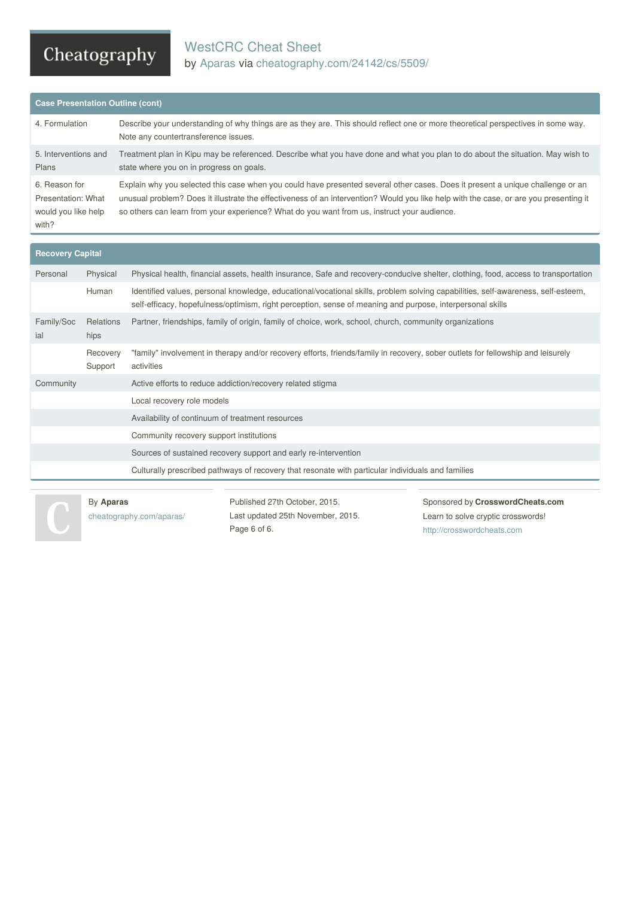## Case Presentation Outline (cont)

| | |
|---|---|
| 4. Formulation | Describe your understanding of why things are as they are. This should reflect one or more theoretical perspectives in some way. Note any countertransference issues. |
| 5. Interventions and Plans | Treatment plan in Kipu may be referenced. Describe what you have done and what you plan to do about the situation. May wish to state where you on in progress on goals. |
| 6. Reason for Presentation: What would you like help with? | Explain why you selected this case when you could have presented several other cases. Does it present a unique challenge or an unusual problem? Does it illustrate the effectiveness of an intervention? Would you like help with the case, or are you presenting it so others can learn from your experience? What do you want from us, instruct your audience. |

## Recovery Capital

| | | |
|---|---|---|
| Personal | Physical | Physical health, financial assets, health insurance, Safe and recovery-conducive shelter, clothing, food, access to transportation |
| | Human | Identified values, personal knowledge, educational/vocational skills, problem solving capabilities, self-awareness, self-esteem, self-efficacy, hopefulness/optimism, right perception, sense of meaning and purpose, interpersonal skills |
| Family/Social | Relationships | Partner, friendships, family of origin, family of choice, work, school, church, community organizations |
| | Recovery Support | "family" involvement in therapy and/or recovery efforts, friends/family in recovery, sober outlets for fellowship and leisurely activities |
| Community | | Active efforts to reduce addiction/recovery related stigma |
| | | Local recovery role models |
| | | Availability of continuum of treatment resources |
| | | Community recovery support institutions |
| | | Sources of sustained recovery support and early re-intervention |
| | | Culturally prescribed pathways of recovery that resonate with particular individuals and families |